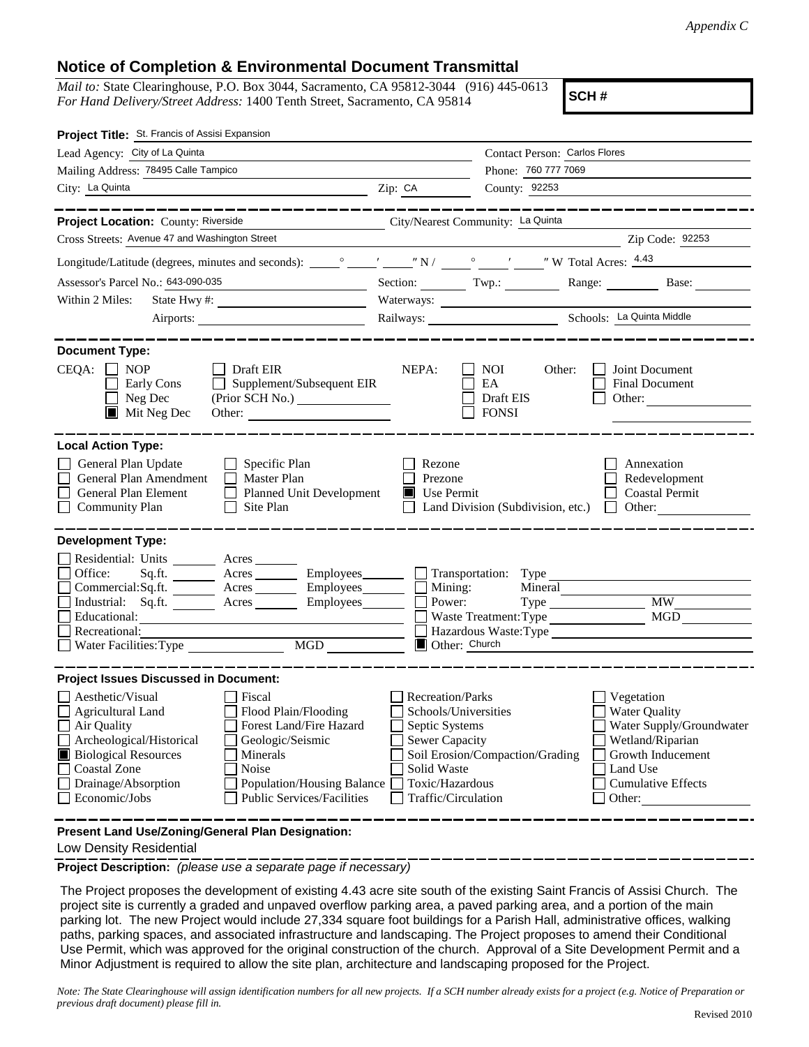*Appendix C*

## Notice of Completion & Environmental Document Transmittal

*Mail to:* State Clearinghouse, P.O. Box 3044, Sacramento, CA 95812-3044 (916) 445-0613
*For Hand Delivery/Street Address:* 1400 Tenth Street, Sacramento, CA 95814

**SCH #**

**Project Title:** St. Francis of Assisi Expansion

Lead Agency: City of La Quinta
Contact Person: Carlos Flores

Mailing Address: 78495 Calle Tampico
Phone: 760 777 7069

City: La Quinta Zip: CA County: 92253

---

**Project Location:** County: Riverside City/Nearest Community: La Quinta

Cross Streets: Avenue 47 and Washington Street Zip Code: 92253

Longitude/Latitude (degrees, minutes and seconds): \_\_\_° \_\_\_′ \_\_\_″ N / \_\_\_° \_\_\_′ \_\_\_″ W Total Acres: 4.43

Assessor's Parcel No.: 643-090-035 Section: Twp.: Range: Base:

Within 2 Miles: State Hwy #: Waterways:

Airports: Railways: Schools: La Quinta Middle

---

**Document Type:**

CEQA: ☐ NOP ☐ Early Cons ☐ Neg Dec ■ Mit Neg Dec ☐ Draft EIR ☐ Supplement/Subsequent EIR (Prior SCH No.) Other:

NEPA: ☐ NOI ☐ EA ☐ Draft EIS ☐ FONSI

Other: ☐ Joint Document ☐ Final Document ☐ Other:

---

**Local Action Type:**

☐ General Plan Update ☐ General Plan Amendment ☐ General Plan Element ☐ Community Plan ☐ Specific Plan ☐ Master Plan ☐ Planned Unit Development ☐ Site Plan ☐ Rezone ☐ Prezone ■ Use Permit ☐ Land Division (Subdivision, etc.) ☐ Annexation ☐ Redevelopment ☐ Coastal Permit ☐ Other:

---

**Development Type:**

☐ Residential: Units Acres
☐ Office: Sq.ft. Acres Employees
☐ Commercial: Sq.ft. Acres Employees
☐ Industrial: Sq.ft. Acres Employees
☐ Educational:
☐ Recreational:
☐ Water Facilities: Type MGD
☐ Transportation: Type
☐ Mining: Mineral
☐ Power: Type MW
☐ Waste Treatment: Type MGD
☐ Hazardous Waste: Type
■ Other: Church

---

**Project Issues Discussed in Document:**

☐ Aesthetic/Visual ☐ Agricultural Land ☐ Air Quality ☐ Archeological/Historical ■ Biological Resources ☐ Coastal Zone ☐ Drainage/Absorption ☐ Economic/Jobs ☐ Fiscal ☐ Flood Plain/Flooding ☐ Forest Land/Fire Hazard ☐ Geologic/Seismic ☐ Minerals ☐ Noise ☐ Population/Housing Balance ☐ Public Services/Facilities ☐ Recreation/Parks ☐ Schools/Universities ☐ Septic Systems ☐ Sewer Capacity ☐ Soil Erosion/Compaction/Grading ☐ Solid Waste ☐ Toxic/Hazardous ☐ Traffic/Circulation ☐ Vegetation ☐ Water Quality ☐ Water Supply/Groundwater ☐ Wetland/Riparian ☐ Growth Inducement ☐ Land Use ☐ Cumulative Effects ☐ Other:

---

**Present Land Use/Zoning/General Plan Designation:**

Low Density Residential

**Project Description:** *(please use a separate page if necessary)*

The Project proposes the development of existing 4.43 acre site south of the existing Saint Francis of Assisi Church. The project site is currently a graded and unpaved overflow parking area, a paved parking area, and a portion of the main parking lot. The new Project would include 27,334 square foot buildings for a Parish Hall, administrative offices, walking paths, parking spaces, and associated infrastructure and landscaping. The Project proposes to amend their Conditional Use Permit, which was approved for the original construction of the church. Approval of a Site Development Permit and a Minor Adjustment is required to allow the site plan, architecture and landscaping proposed for the Project.

*Note: The State Clearinghouse will assign identification numbers for all new projects. If a SCH number already exists for a project (e.g. Notice of Preparation or previous draft document) please fill in.*

Revised 2010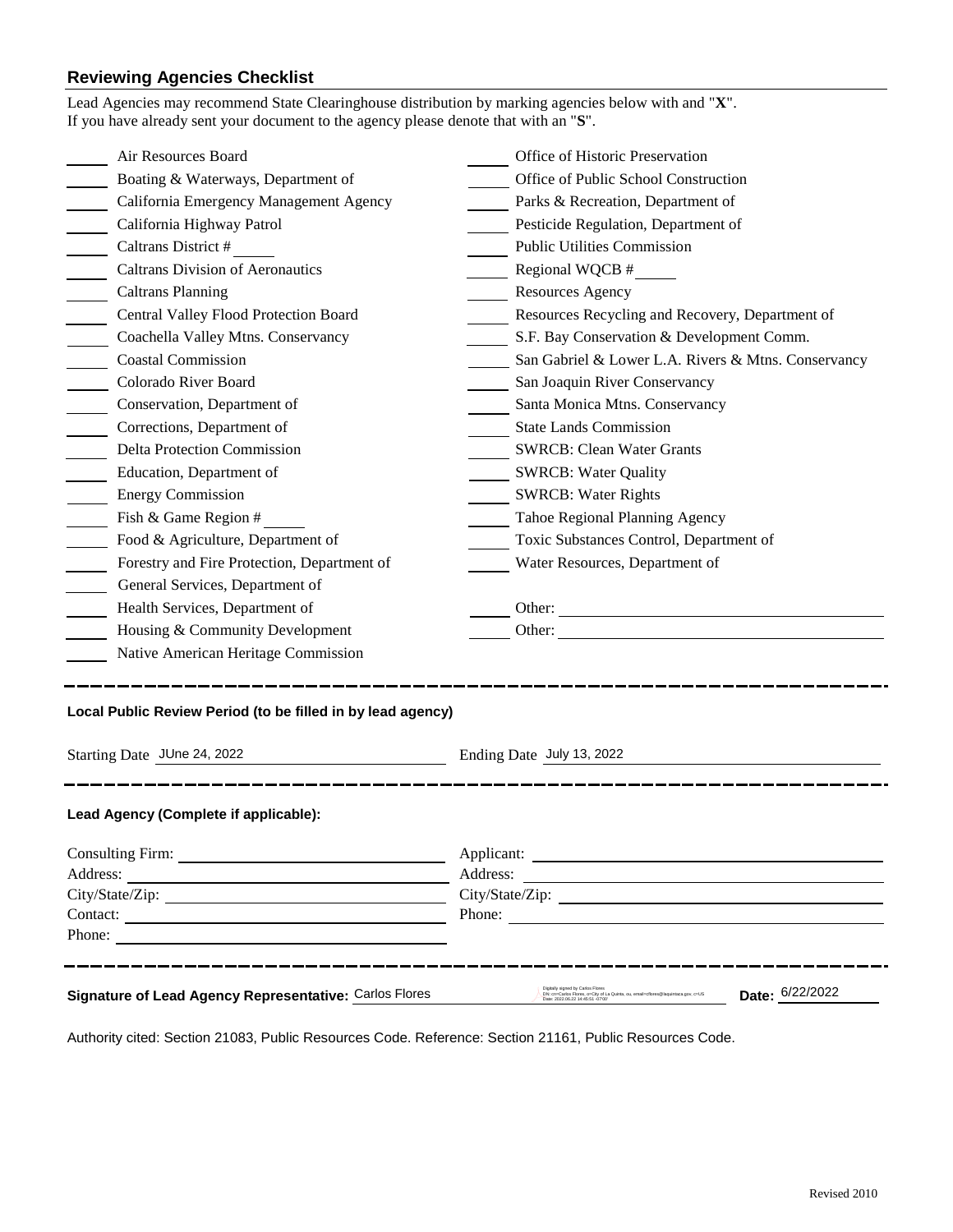## Reviewing Agencies Checklist

Lead Agencies may recommend State Clearinghouse distribution by marking agencies below with and "**X**".
If you have already sent your document to the agency please denote that with an "**S**".

_____ Air Resources Board
_____ Boating & Waterways, Department of
_____ California Emergency Management Agency
_____ California Highway Patrol
_____ Caltrans District # _____
_____ Caltrans Division of Aeronautics
_____ Caltrans Planning
_____ Central Valley Flood Protection Board
_____ Coachella Valley Mtns. Conservancy
_____ Coastal Commission
_____ Colorado River Board
_____ Conservation, Department of
_____ Corrections, Department of
_____ Delta Protection Commission
_____ Education, Department of
_____ Energy Commission
_____ Fish & Game Region # _____
_____ Food & Agriculture, Department of
_____ Forestry and Fire Protection, Department of
_____ General Services, Department of
_____ Health Services, Department of
_____ Housing & Community Development
_____ Native American Heritage Commission
_____ Office of Historic Preservation
_____ Office of Public School Construction
_____ Parks & Recreation, Department of
_____ Pesticide Regulation, Department of
_____ Public Utilities Commission
_____ Regional WQCB # _____
_____ Resources Agency
_____ Resources Recycling and Recovery, Department of
_____ S.F. Bay Conservation & Development Comm.
_____ San Gabriel & Lower L.A. Rivers & Mtns. Conservancy
_____ San Joaquin River Conservancy
_____ Santa Monica Mtns. Conservancy
_____ State Lands Commission
_____ SWRCB: Clean Water Grants
_____ SWRCB: Water Quality
_____ SWRCB: Water Rights
_____ Tahoe Regional Planning Agency
_____ Toxic Substances Control, Department of
_____ Water Resources, Department of
_____ Other: _____
_____ Other: _____

---

**Local Public Review Period (to be filled in by lead agency)**

Starting Date JUne 24, 2022 Ending Date July 13, 2022

---

**Lead Agency (Complete if applicable):**

Consulting Firm: _____
Address: _____
City/State/Zip: _____
Contact: _____
Phone: _____

Applicant: _____
Address: _____
City/State/Zip: _____
Phone: _____

---

**Signature of Lead Agency Representative:** Carlos Flores Digitally signed by Carlos Flores DN: cn=Carlos Flores, o=City of La Quinta, ou, email=cflores@laquintaca.gov, c=US Date: 2022.06.22 14:45:51 -07'00' **Date:** 6/22/2022

Authority cited: Section 21083, Public Resources Code. Reference: Section 21161, Public Resources Code.

Revised 2010